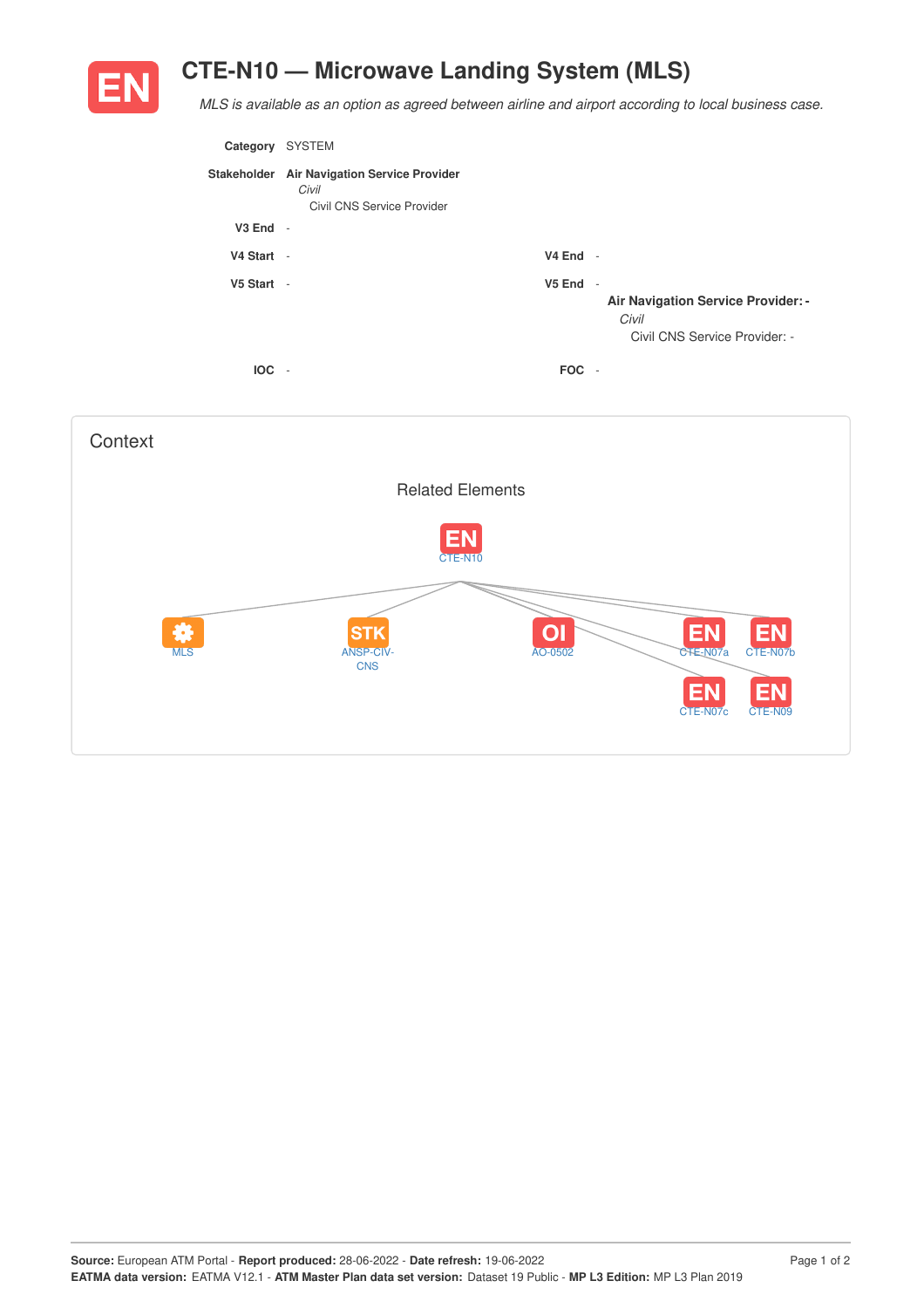# CTE-N10 — Microwave Landing System (MLS)

*MLS is available as an option as agreed between airline and airport according to local business case.*

**Category** SYSTEM

**Stakeholder** **Air Navigation Service Provider**
*Civil*
Civil CNS Service Provider

**V3 End** -

**V4 Start** - **V4 End** -

**V5 Start** - **V5 End** -

**Air Navigation Service Provider: -**
*Civil*
Civil CNS Service Provider: -

**IOC** - **FOC** -

## Context

### Related Elements

EN CTE-N10

- MLS
- STK ANSP-CIV-CNS
- OI AO-0502
- EN CTE-N07a
- EN CTE-N07b
- EN CTE-N07c
- EN CTE-N09

**Source:** European ATM Portal - **Report produced:** 28-06-2022 - **Date refresh:** 19-06-2022
**EATMA data version:** EATMA V12.1 - **ATM Master Plan data set version:** Dataset 19 Public - **MP L3 Edition:** MP L3 Plan 2019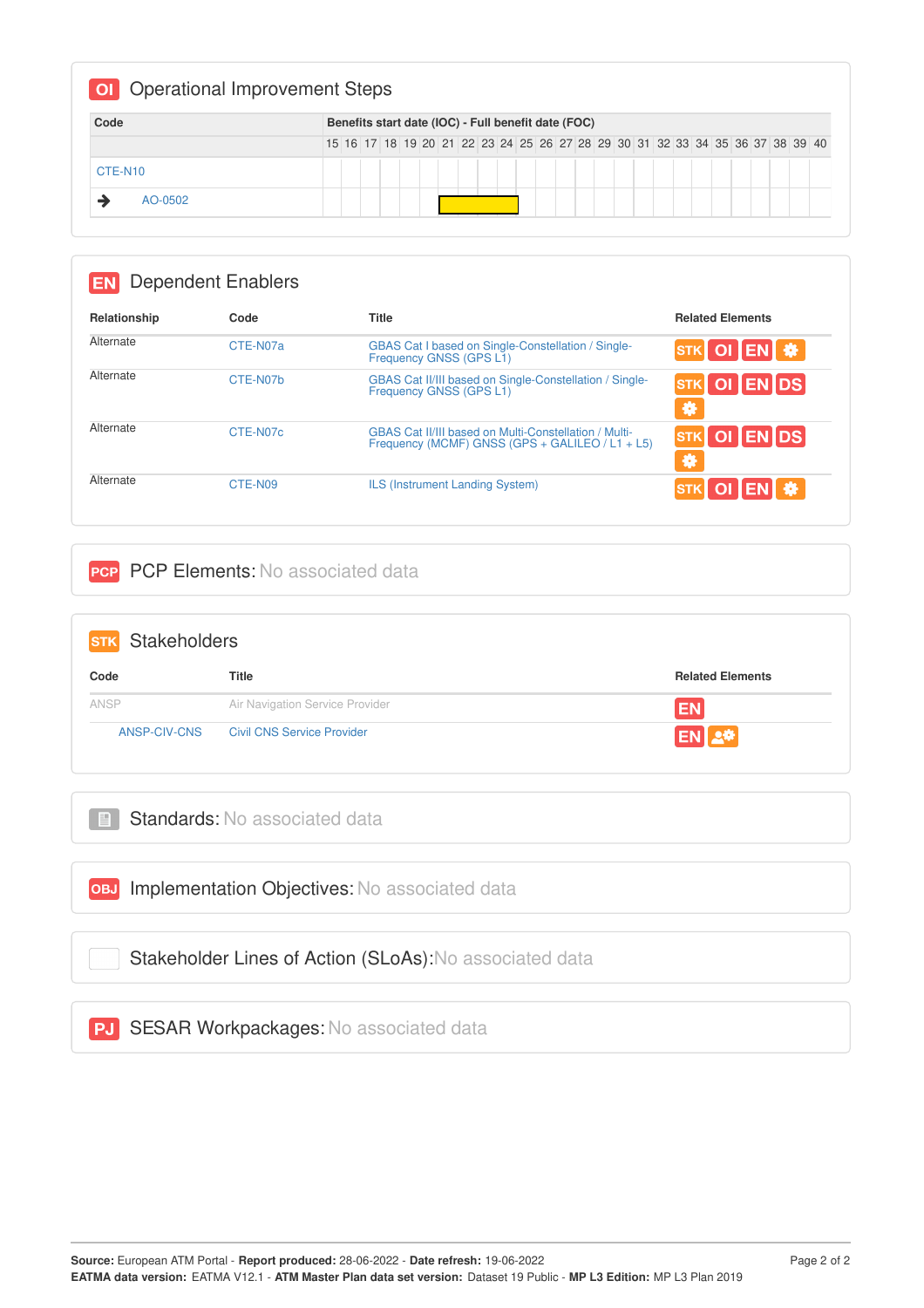## OI Operational Improvement Steps

| Code | Benefits start date (IOC) - Full benefit date (FOC) |
|---|---|
| | 15 16 17 18 19 20 21 22 23 24 25 26 27 28 29 30 31 32 33 34 35 36 37 38 39 40 |
| CTE-N10 | |
| ➔ AO-0502 | |

## EN Dependent Enablers

| Relationship | Code | Title | Related Elements |
|---|---|---|---|
| Alternate | CTE-N07a | GBAS Cat I based on Single-Constellation / Single-Frequency GNSS (GPS L1) | STK OI EN |
| Alternate | CTE-N07b | GBAS Cat II/III based on Single-Constellation / Single-Frequency GNSS (GPS L1) | STK OI EN DS |
| Alternate | CTE-N07c | GBAS Cat II/III based on Multi-Constellation / Multi-Frequency (MCMF) GNSS (GPS + GALILEO / L1 + L5) | STK OI EN DS |
| Alternate | CTE-N09 | ILS (Instrument Landing System) | STK OI EN |

## PCP PCP Elements: No associated data

## STK Stakeholders

| Code | Title | Related Elements |
|---|---|---|
| ANSP | Air Navigation Service Provider | EN |
| ANSP-CIV-CNS | Civil CNS Service Provider | EN |

## Standards: No associated data

## OBJ Implementation Objectives: No associated data

## Stakeholder Lines of Action (SLoAs): No associated data

## PJ SESAR Workpackages: No associated data

**Source:** European ATM Portal - **Report produced:** 28-06-2022 - **Date refresh:** 19-06-2022
**EATMA data version:** EATMA V12.1 - **ATM Master Plan data set version:** Dataset 19 Public - **MP L3 Edition:** MP L3 Plan 2019